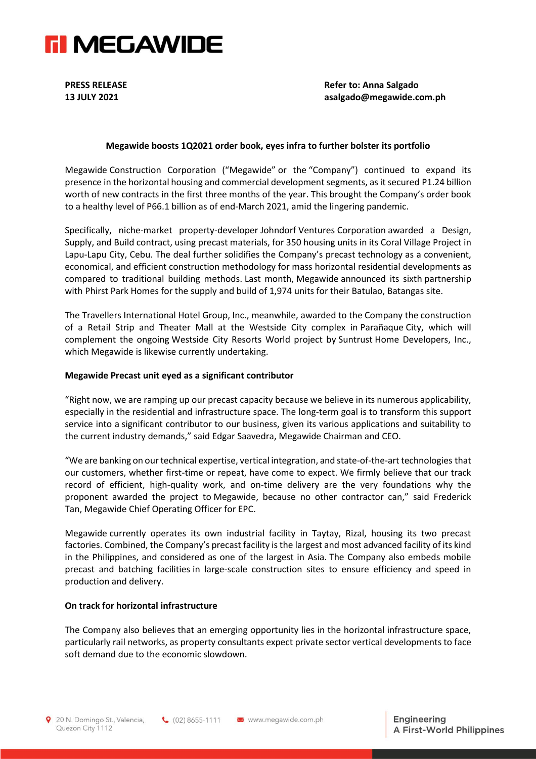**MEGAWIDE**

**PRESS RELEASE**
**13 JULY 2021**

**Refer to: Anna Salgado**
**asalgado@megawide.com.ph**

## Megawide boosts 1Q2021 order book, eyes infra to further bolster its portfolio

Megawide Construction Corporation ("Megawide" or the "Company") continued to expand its presence in the horizontal housing and commercial development segments, as it secured P1.24 billion worth of new contracts in the first three months of the year. This brought the Company's order book to a healthy level of P66.1 billion as of end-March 2021, amid the lingering pandemic.

Specifically, niche-market property-developer Johndorf Ventures Corporation awarded a Design, Supply, and Build contract, using precast materials, for 350 housing units in its Coral Village Project in Lapu-Lapu City, Cebu. The deal further solidifies the Company's precast technology as a convenient, economical, and efficient construction methodology for mass horizontal residential developments as compared to traditional building methods. Last month, Megawide announced its sixth partnership with Phirst Park Homes for the supply and build of 1,974 units for their Batulao, Batangas site.

The Travellers International Hotel Group, Inc., meanwhile, awarded to the Company the construction of a Retail Strip and Theater Mall at the Westside City complex in Parañaque City, which will complement the ongoing Westside City Resorts World project by Suntrust Home Developers, Inc., which Megawide is likewise currently undertaking.

### Megawide Precast unit eyed as a significant contributor

"Right now, we are ramping up our precast capacity because we believe in its numerous applicability, especially in the residential and infrastructure space. The long-term goal is to transform this support service into a significant contributor to our business, given its various applications and suitability to the current industry demands," said Edgar Saavedra, Megawide Chairman and CEO.

"We are banking on our technical expertise, vertical integration, and state-of-the-art technologies that our customers, whether first-time or repeat, have come to expect. We firmly believe that our track record of efficient, high-quality work, and on-time delivery are the very foundations why the proponent awarded the project to Megawide, because no other contractor can," said Frederick Tan, Megawide Chief Operating Officer for EPC.

Megawide currently operates its own industrial facility in Taytay, Rizal, housing its two precast factories. Combined, the Company's precast facility is the largest and most advanced facility of its kind in the Philippines, and considered as one of the largest in Asia. The Company also embeds mobile precast and batching facilities in large-scale construction sites to ensure efficiency and speed in production and delivery.

### On track for horizontal infrastructure

The Company also believes that an emerging opportunity lies in the horizontal infrastructure space, particularly rail networks, as property consultants expect private sector vertical developments to face soft demand due to the economic slowdown.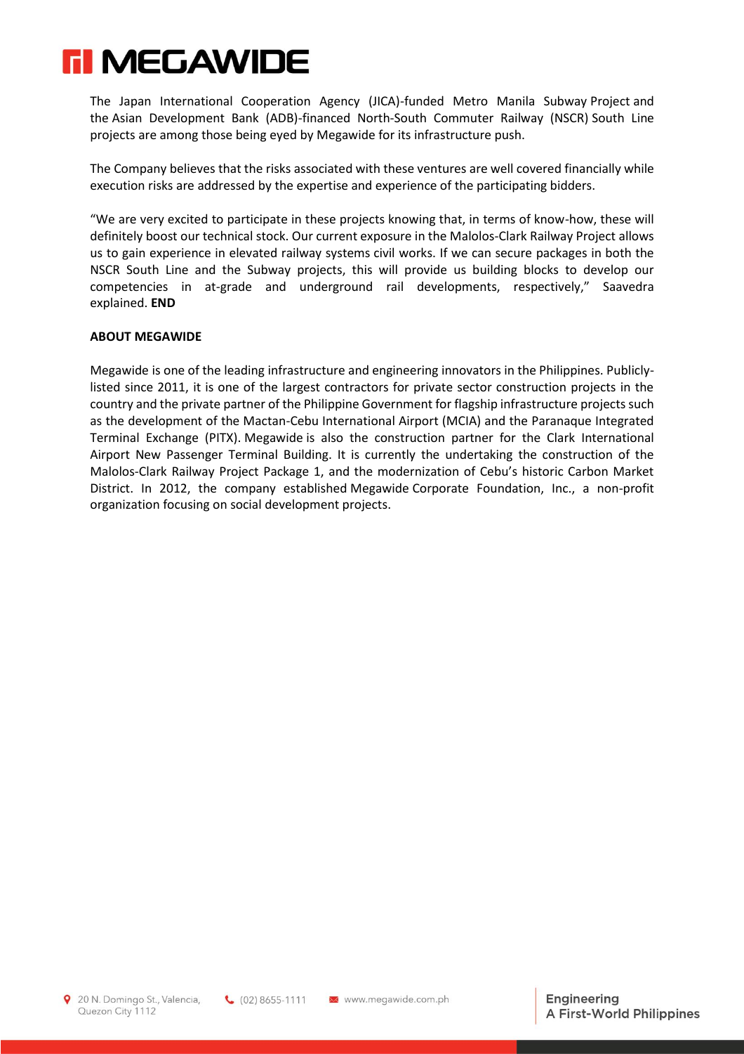The Japan International Cooperation Agency (JICA)-funded Metro Manila Subway Project and the Asian Development Bank (ADB)-financed North-South Commuter Railway (NSCR) South Line projects are among those being eyed by Megawide for its infrastructure push.

The Company believes that the risks associated with these ventures are well covered financially while execution risks are addressed by the expertise and experience of the participating bidders.

"We are very excited to participate in these projects knowing that, in terms of know-how, these will definitely boost our technical stock. Our current exposure in the Malolos-Clark Railway Project allows us to gain experience in elevated railway systems civil works. If we can secure packages in both the NSCR South Line and the Subway projects, this will provide us building blocks to develop our competencies in at-grade and underground rail developments, respectively," Saavedra explained. **END**

**ABOUT MEGAWIDE**

Megawide is one of the leading infrastructure and engineering innovators in the Philippines. Publicly-listed since 2011, it is one of the largest contractors for private sector construction projects in the country and the private partner of the Philippine Government for flagship infrastructure projects such as the development of the Mactan-Cebu International Airport (MCIA) and the Paranaque Integrated Terminal Exchange (PITX). Megawide is also the construction partner for the Clark International Airport New Passenger Terminal Building. It is currently the undertaking the construction of the Malolos-Clark Railway Project Package 1, and the modernization of Cebu's historic Carbon Market District. In 2012, the company established Megawide Corporate Foundation, Inc., a non-profit organization focusing on social development projects.